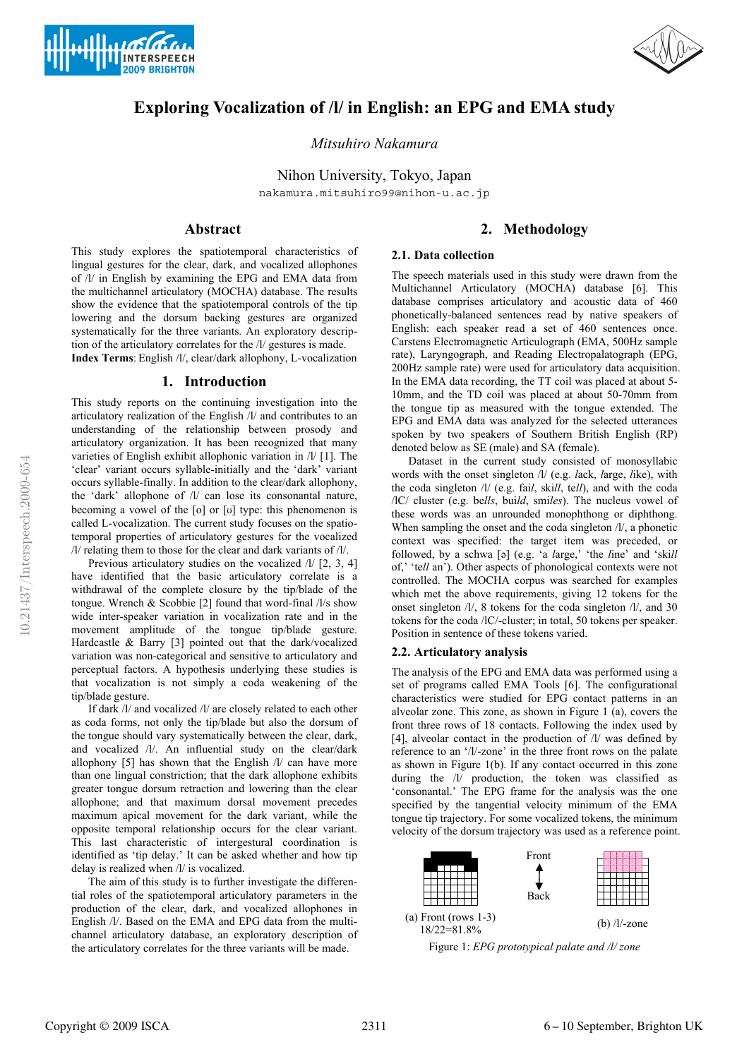# Exploring Vocalization of /l/ in English: an EPG and EMA study

*Mitsuhiro Nakamura*

Nihon University, Tokyo, Japan

nakamura.mitsuhiro99@nihon-u.ac.jp

## Abstract

This study explores the spatiotemporal characteristics of lingual gestures for the clear, dark, and vocalized allophones of /l/ in English by examining the EPG and EMA data from the multichannel articulatory (MOCHA) database. The results show the evidence that the spatiotemporal controls of the tip lowering and the dorsum backing gestures are organized systematically for the three variants. An exploratory description of the articulatory correlates for the /l/ gestures is made.

**Index Terms**: English /l/, clear/dark allophony, L-vocalization

## 1. Introduction

This study reports on the continuing investigation into the articulatory realization of the English /l/ and contributes to an understanding of the relationship between prosody and articulatory organization. It has been recognized that many varieties of English exhibit allophonic variation in /l/ [1]. The 'clear' variant occurs syllable-initially and the 'dark' variant occurs syllable-finally. In addition to the clear/dark allophony, the 'dark' allophone of /l/ can lose its consonantal nature, becoming a vowel of the [o] or [ʊ] type: this phenomenon is called L-vocalization. The current study focuses on the spatiotemporal properties of articulatory gestures for the vocalized /l/ relating them to those for the clear and dark variants of /l/.

Previous articulatory studies on the vocalized /l/ [2, 3, 4] have identified that the basic articulatory correlate is a withdrawal of the complete closure by the tip/blade of the tongue. Wrench & Scobbie [2] found that word-final /l/s show wide inter-speaker variation in vocalization rate and in the movement amplitude of the tongue tip/blade gesture. Hardcastle & Barry [3] pointed out that the dark/vocalized variation was non-categorical and sensitive to articulatory and perceptual factors. A hypothesis underlying these studies is that vocalization is not simply a coda weakening of the tip/blade gesture.

If dark /l/ and vocalized /l/ are closely related to each other as coda forms, not only the tip/blade but also the dorsum of the tongue should vary systematically between the clear, dark, and vocalized /l/. An influential study on the clear/dark allophony [5] has shown that the English /l/ can have more than one lingual constriction; that the dark allophone exhibits greater tongue dorsum retraction and lowering than the clear allophone; and that maximum dorsal movement precedes maximum apical movement for the dark variant, while the opposite temporal relationship occurs for the clear variant. This last characteristic of intergestural coordination is identified as 'tip delay.' It can be asked whether and how tip delay is realized when /l/ is vocalized.

The aim of this study is to further investigate the differential roles of the spatiotemporal articulatory parameters in the production of the clear, dark, and vocalized allophones in English /l/. Based on the EMA and EPG data from the multichannel articulatory database, an exploratory description of the articulatory correlates for the three variants will be made.

## 2. Methodology

### 2.1. Data collection

The speech materials used in this study were drawn from the Multichannel Articulatory (MOCHA) database [6]. This database comprises articulatory and acoustic data of 460 phonetically-balanced sentences read by native speakers of English: each speaker read a set of 460 sentences once. Carstens Electromagnetic Articulograph (EMA, 500Hz sample rate), Laryngograph, and Reading Electropalatograph (EPG, 200Hz sample rate) were used for articulatory data acquisition. In the EMA data recording, the TT coil was placed at about 5-10mm, and the TD coil was placed at about 50-70mm from the tongue tip as measured with the tongue extended. The EPG and EMA data was analyzed for the selected utterances spoken by two speakers of Southern British English (RP) denoted below as SE (male) and SA (female).

Dataset in the current study consisted of monosyllabic words with the onset singleton /l/ (e.g. *l*ack, *l*arge, *l*ike), with the coda singleton /l/ (e.g. fai*l*, ski*ll*, te*ll*), and with the coda /lC/ cluster (e.g. be*lls*, bui*ld*, smi*les*). The nucleus vowel of these words was an unrounded monophthong or diphthong. When sampling the onset and the coda singleton /l/, a phonetic context was specified: the target item was preceded, or followed, by a schwa [ə] (e.g. 'a *l*arge,' 'the *l*ine' and 'ski*ll* of,' 'te*ll* an'). Other aspects of phonological contexts were not controlled. The MOCHA corpus was searched for examples which met the above requirements, giving 12 tokens for the onset singleton /l/, 8 tokens for the coda singleton /l/, and 30 tokens for the coda /lC/-cluster; in total, 50 tokens per speaker. Position in sentence of these tokens varied.

### 2.2. Articulatory analysis

The analysis of the EPG and EMA data was performed using a set of programs called EMA Tools [6]. The configurational characteristics were studied for EPG contact patterns in an alveolar zone. This zone, as shown in Figure 1 (a), covers the front three rows of 18 contacts. Following the index used by [4], alveolar contact in the production of /l/ was defined by reference to an '/l/-zone' in the three front rows on the palate as shown in Figure 1(b). If any contact occurred in this zone during the /l/ production, the token was classified as 'consonantal.' The EPG frame for the analysis was the one specified by the tangential velocity minimum of the EMA tongue tip trajectory. For some vocalized tokens, the minimum velocity of the dorsum trajectory was used as a reference point.

(a) Front (rows 1-3) 18/22=81.8%

Front ↕ Back

(b) /l/-zone

Figure 1: *EPG prototypical palate and /l/ zone*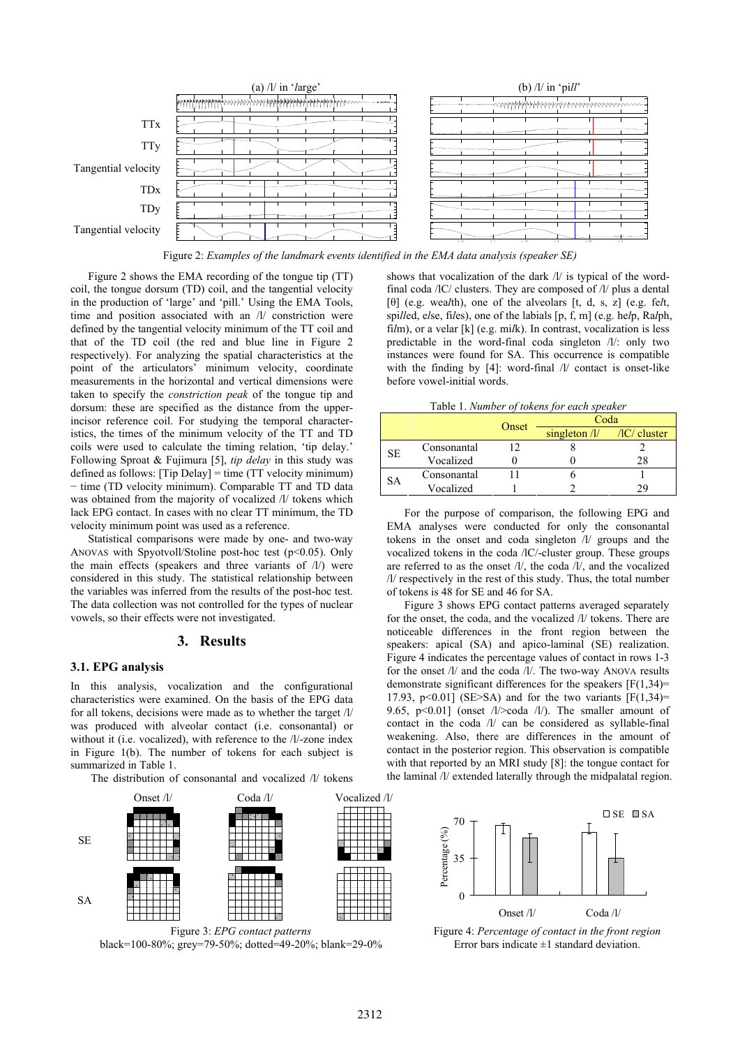(a) /l/ in '*l*arge' (b) /l/ in 'pi*ll*'

Figure 2: *Examples of the landmark events identified in the EMA data analysis (speaker SE)*

Figure 2 shows the EMA recording of the tongue tip (TT) coil, the tongue dorsum (TD) coil, and the tangential velocity in the production of 'large' and 'pill.' Using the EMA Tools, time and position associated with an /l/ constriction were defined by the tangential velocity minimum of the TT coil and that of the TD coil (the red and blue line in Figure 2 respectively). For analyzing the spatial characteristics at the point of the articulators' minimum velocity, coordinate measurements in the horizontal and vertical dimensions were taken to specify the *constriction peak* of the tongue tip and dorsum: these are specified as the distance from the upper-incisor reference coil. For studying the temporal characteristics, the times of the minimum velocity of the TT and TD coils were used to calculate the timing relation, 'tip delay.' Following Sproat & Fujimura [5], *tip delay* in this study was defined as follows: [Tip Delay] = time (TT velocity minimum) − time (TD velocity minimum). Comparable TT and TD data was obtained from the majority of vocalized /l/ tokens which lack EPG contact. In cases with no clear TT minimum, the TD velocity minimum point was used as a reference.

Statistical comparisons were made by one- and two-way ANOVAS with Spyotvoll/Stoline post-hoc test ($p<0.05$). Only the main effects (speakers and three variants of /l/) were considered in this study. The statistical relationship between the variables was inferred from the results of the post-hoc test. The data collection was not controlled for the types of nuclear vowels, so their effects were not investigated.

## 3. Results

### 3.1. EPG analysis

In this analysis, vocalization and the configurational characteristics were examined. On the basis of the EPG data for all tokens, decisions were made as to whether the target /l/ was produced with alveolar contact (i.e. consonantal) or without it (i.e. vocalized), with reference to the /l/-zone index in Figure 1(b). The number of tokens for each subject is summarized in Table 1.

The distribution of consonantal and vocalized /l/ tokens shows that vocalization of the dark /l/ is typical of the word-final coda /lC/ clusters. They are composed of /l/ plus a dental [θ] (e.g. wea*l*th), one of the alveolars [t, d, s, z] (e.g. fe*l*t, spi*ll*ed, e*l*se, fi*l*es), one of the labials [p, f, m] (e.g. he*l*p, Ra*l*ph, fi*l*m), or a velar [k] (e.g. mi*l*k). In contrast, vocalization is less predictable in the word-final coda singleton /l/: only two instances were found for SA. This occurrence is compatible with the finding by [4]: word-final /l/ contact is onset-like before vowel-initial words.

Table 1. *Number of tokens for each speaker*

| | | Onset | Coda | |
|---|---|---|---|---|
| | | | singleton /l/ | /lC/ cluster |
| SE | Consonantal | 12 | 8 | 2 |
| | Vocalized | 0 | 0 | 28 |
| SA | Consonantal | 11 | 6 | 1 |
| | Vocalized | 1 | 2 | 29 |

For the purpose of comparison, the following EPG and EMA analyses were conducted for only the consonantal tokens in the onset and coda singleton /l/ groups and the vocalized tokens in the coda /lC/-cluster group. These groups are referred to as the onset /l/, the coda /l/, and the vocalized /l/ respectively in the rest of this study. Thus, the total number of tokens is 48 for SE and 46 for SA.

Figure 3 shows EPG contact patterns averaged separately for the onset, the coda, and the vocalized /l/ tokens. There are noticeable differences in the front region between the speakers: apical (SA) and apico-laminal (SE) realization. Figure 4 indicates the percentage values of contact in rows 1-3 for the onset /l/ and the coda /l/. The two-way ANOVA results demonstrate significant differences for the speakers [$F(1,34)=17.93$, $p<0.01$] (SE>SA) and for the two variants [$F(1,34)=9.65$, $p<0.01$] (onset /l/>coda /l/). The smaller amount of contact in the coda /l/ can be considered as syllable-final weakening. Also, there are differences in the amount of contact in the posterior region. This observation is compatible with that reported by an MRI study [8]: the tongue contact for the laminal /l/ extended laterally through the midpalatal region.

Onset /l/ Coda /l/ Vocalized /l/

SE

SA

Figure 3: *EPG contact patterns*
black=100-80%; grey=79-50%; dotted=49-20%; blank=29-0%

Figure 4: *Percentage of contact in the front region*
Error bars indicate ±1 standard deviation.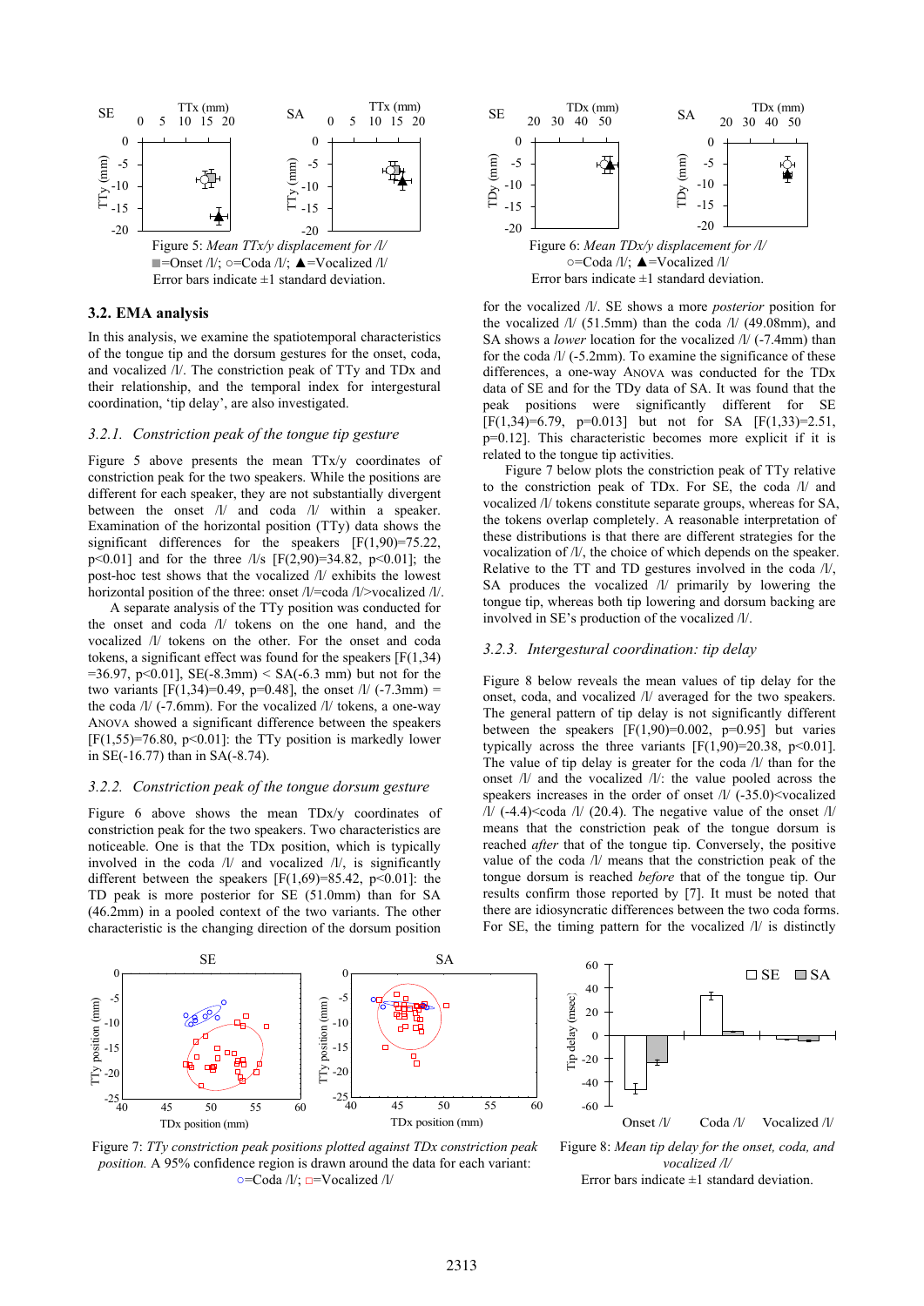Figure 5: *Mean TTx/y displacement for /l/*
■=Onset /l/; ○=Coda /l/; ▲=Vocalized /l/
Error bars indicate ±1 standard deviation.

Figure 6: *Mean TDx/y displacement for /l/*
○=Coda /l/; ▲=Vocalized /l/
Error bars indicate ±1 standard deviation.

### 3.2. EMA analysis

In this analysis, we examine the spatiotemporal characteristics of the tongue tip and the dorsum gestures for the onset, coda, and vocalized /l/. The constriction peak of TTy and TDx and their relationship, and the temporal index for intergestural coordination, 'tip delay', are also investigated.

#### *3.2.1. Constriction peak of the tongue tip gesture*

Figure 5 above presents the mean TTx/y coordinates of constriction peak for the two speakers. While the positions are different for each speaker, they are not substantially divergent between the onset /l/ and coda /l/ within a speaker. Examination of the horizontal position (TTy) data shows the significant differences for the speakers [$F(1,90)=75.22$, $p<0.01$] and for the three /l/s [$F(2,90)=34.82$, $p<0.01$]; the post-hoc test shows that the vocalized /l/ exhibits the lowest horizontal position of the three: onset /l/=coda /l/>vocalized /l/.

A separate analysis of the TTy position was conducted for the onset and coda /l/ tokens on the one hand, and the vocalized /l/ tokens on the other. For the onset and coda tokens, a significant effect was found for the speakers [$F(1,34)=36.97$, $p<0.01$], SE(-8.3mm) < SA(-6.3 mm) but not for the two variants [$F(1,34)=0.49$, $p=0.48$], the onset /l/ (-7.3mm) = the coda /l/ (-7.6mm). For the vocalized /l/ tokens, a one-way ANOVA showed a significant difference between the speakers [$F(1,55)=76.80$, $p<0.01$]: the TTy position is markedly lower in SE(-16.77) than in SA(-8.74).

#### *3.2.2. Constriction peak of the tongue dorsum gesture*

Figure 6 above shows the mean TDx/y coordinates of constriction peak for the two speakers. Two characteristics are noticeable. One is that the TDx position, which is typically involved in the coda /l/ and vocalized /l/, is significantly different between the speakers [$F(1,69)=85.42$, $p<0.01$]: the TD peak is more posterior for SE (51.0mm) than for SA (46.2mm) in a pooled context of the two variants. The other characteristic is the changing direction of the dorsum position for the vocalized /l/. SE shows a more *posterior* position for the vocalized /l/ (51.5mm) than the coda /l/ (49.08mm), and SA shows a *lower* location for the vocalized /l/ (-7.4mm) than for the coda /l/ (-5.2mm). To examine the significance of these differences, a one-way ANOVA was conducted for the TDx data of SE and for the TDy data of SA. It was found that the peak positions were significantly different for SE [$F(1,34)=6.79$, $p=0.013$] but not for SA [$F(1,33)=2.51$, $p=0.12$]. This characteristic becomes more explicit if it is related to the tongue tip activities.

Figure 7 below plots the constriction peak of TTy relative to the constriction peak of TDx. For SE, the coda /l/ and vocalized /l/ tokens constitute separate groups, whereas for SA, the tokens overlap completely. A reasonable interpretation of these distributions is that there are different strategies for the vocalization of /l/, the choice of which depends on the speaker. Relative to the TT and TD gestures involved in the coda /l/, SA produces the vocalized /l/ primarily by lowering the tongue tip, whereas both tip lowering and dorsum backing are involved in SE's production of the vocalized /l/.

#### *3.2.3. Intergestural coordination: tip delay*

Figure 8 below reveals the mean values of tip delay for the onset, coda, and vocalized /l/ averaged for the two speakers. The general pattern of tip delay is not significantly different between the speakers [$F(1,90)=0.002$, $p=0.95$] but varies typically across the three variants [$F(1,90)=20.38$, $p<0.01$]. The value of tip delay is greater for the coda /l/ than for the onset /l/ and the vocalized /l/: the value pooled across the speakers increases in the order of onset /l/ (-35.0)<vocalized /l/ (-4.4)<coda /l/ (20.4). The negative value of the onset /l/ means that the constriction peak of the tongue dorsum is reached *after* that of the tongue tip. Conversely, the positive value of the coda /l/ means that the constriction peak of the tongue dorsum is reached *before* that of the tongue tip. Our results confirm those reported by [7]. It must be noted that there are idiosyncratic differences between the two coda forms. For SE, the timing pattern for the vocalized /l/ is distinctly

Figure 7: *TTy constriction peak positions plotted against TDx constriction peak position.* A 95% confidence region is drawn around the data for each variant: ○=Coda /l/; □=Vocalized /l/

Figure 8: *Mean tip delay for the onset, coda, and vocalized /l/*
Error bars indicate ±1 standard deviation.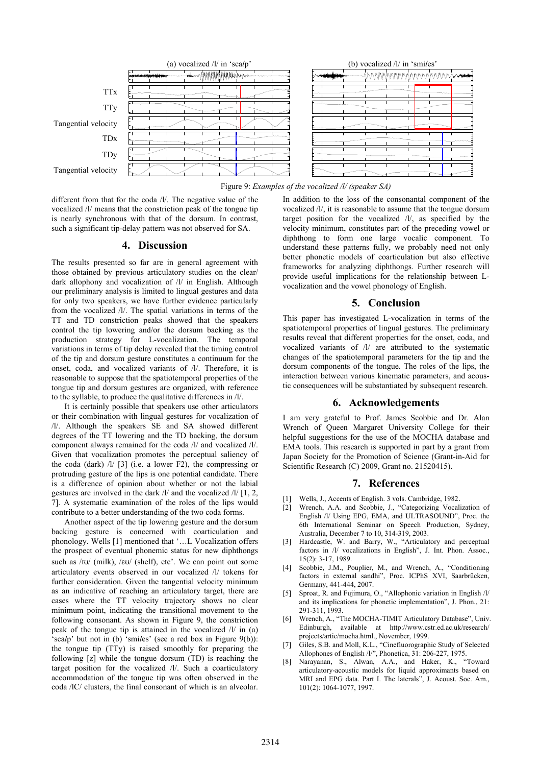(a) vocalized /l/ in 'sca*l*p'

(b) vocalized /l/ in 'smi*l*es'

TTx

TTy

Tangential velocity

TDx

TDy

Tangential velocity

Figure 9: *Examples of the vocalized /l/ (speaker SA)*

different from that for the coda /l/. The negative value of the vocalized /l/ means that the constriction peak of the tongue tip is nearly synchronous with that of the dorsum. In contrast, such a significant tip-delay pattern was not observed for SA.

## 4. Discussion

The results presented so far are in general agreement with those obtained by previous articulatory studies on the clear/dark allophony and vocalization of /l/ in English. Although our preliminary analysis is limited to lingual gestures and data for only two speakers, we have further evidence particularly from the vocalized /l/. The spatial variations in terms of the TT and TD constriction peaks showed that the speakers control the tip lowering and/or the dorsum backing as the production strategy for L-vocalization. The temporal variations in terms of tip delay revealed that the timing control of the tip and dorsum gesture constitutes a continuum for the onset, coda, and vocalized variants of /l/. Therefore, it is reasonable to suppose that the spatiotemporal properties of the tongue tip and dorsum gestures are organized, with reference to the syllable, to produce the qualitative differences in /l/.

It is certainly possible that speakers use other articulators or their combination with lingual gestures for vocalization of /l/. Although the speakers SE and SA showed different degrees of the TT lowering and the TD backing, the dorsum component always remained for the coda /l/ and vocalized /l/. Given that vocalization promotes the perceptual saliency of the coda (dark) /l/ [3] (i.e. a lower F2), the compressing or protruding gesture of the lips is one potential candidate. There is a difference of opinion about whether or not the labial gestures are involved in the dark /l/ and the vocalized /l/ [1, 2, 7]. A systematic examination of the roles of the lips would contribute to a better understanding of the two coda forms.

Another aspect of the tip lowering gesture and the dorsum backing gesture is concerned with coarticulation and phonology. Wells [1] mentioned that '…L Vocalization offers the prospect of eventual phonemic status for new diphthongs such as /ɪʊ/ (milk), /ɛʊ/ (shelf), etc'. We can point out some articulatory events observed in our vocalized /l/ tokens for further consideration. Given the tangential velocity minimum as an indicative of reaching an articulatory target, there are cases where the TT velocity trajectory shows no clear minimum point, indicating the transitional movement to the following consonant. As shown in Figure 9, the constriction peak of the tongue tip is attained in the vocalized /l/ in (a) 'sca*l*p' but not in (b) 'smi*l*es' (see a red box in Figure 9(b)): the tongue tip (TTy) is raised smoothly for preparing the following [z] while the tongue dorsum (TD) is reaching the target position for the vocalized /l/. Such a coarticulatory accommodation of the tongue tip was often observed in the coda /lC/ clusters, the final consonant of which is an alveolar. In addition to the loss of the consonantal component of the vocalized /l/, it is reasonable to assume that the tongue dorsum target position for the vocalized /l/, as specified by the velocity minimum, constitutes part of the preceding vowel or diphthong to form one large vocalic component. To understand these patterns fully, we probably need not only better phonetic models of coarticulation but also effective frameworks for analyzing diphthongs. Further research will provide useful implications for the relationship between L-vocalization and the vowel phonology of English.

## 5. Conclusion

This paper has investigated L-vocalization in terms of the spatiotemporal properties of lingual gestures. The preliminary results reveal that different properties for the onset, coda, and vocalized variants of /l/ are attributed to the systematic changes of the spatiotemporal parameters for the tip and the dorsum components of the tongue. The roles of the lips, the interaction between various kinematic parameters, and acoustic consequences will be substantiated by subsequent research.

## 6. Acknowledgements

I am very grateful to Prof. James Scobbie and Dr. Alan Wrench of Queen Margaret University College for their helpful suggestions for the use of the MOCHA database and EMA tools. This research is supported in part by a grant from Japan Society for the Promotion of Science (Grant-in-Aid for Scientific Research (C) 2009, Grant no. 21520415).

## 7. References

[1] Wells, J., Accents of English. 3 vols. Cambridge, 1982.

[2] Wrench, A.A. and Scobbie, J., "Categorizing Vocalization of English /l/ Using EPG, EMA, and ULTRASOUND", Proc. the 6th International Seminar on Speech Production, Sydney, Australia, December 7 to 10, 314-319, 2003.

[3] Hardcastle, W. and Barry, W., "Articulatory and perceptual factors in /l/ vocalizations in English", J. Int. Phon. Assoc., 15(2): 3-17, 1989.

[4] Scobbie, J.M., Pouplier, M., and Wrench, A., "Conditioning factors in external sandhi", Proc. ICPhS XVI, Saarbrücken, Germany, 441-444, 2007.

[5] Sproat, R. and Fujimura, O., "Allophonic variation in English /l/ and its implications for phonetic implementation", J. Phon., 21: 291-311, 1993.

[6] Wrench, A., "The MOCHA-TIMIT Articulatory Database", Univ. Edinburgh, available at http://www.cstr.ed.ac.uk/research/projects/artic/mocha.html., November, 1999.

[7] Giles, S.B. and Moll, K.L., "Cinefluorographic Study of Selected Allophones of English /l/", Phonetica, 31: 206-227, 1975.

[8] Narayanan, S., Alwan, A.A., and Haker, K., "Toward articulatory-acoustic models for liquid approximants based on MRI and EPG data. Part I. The laterals", J. Acoust. Soc. Am., 101(2): 1064-1077, 1997.